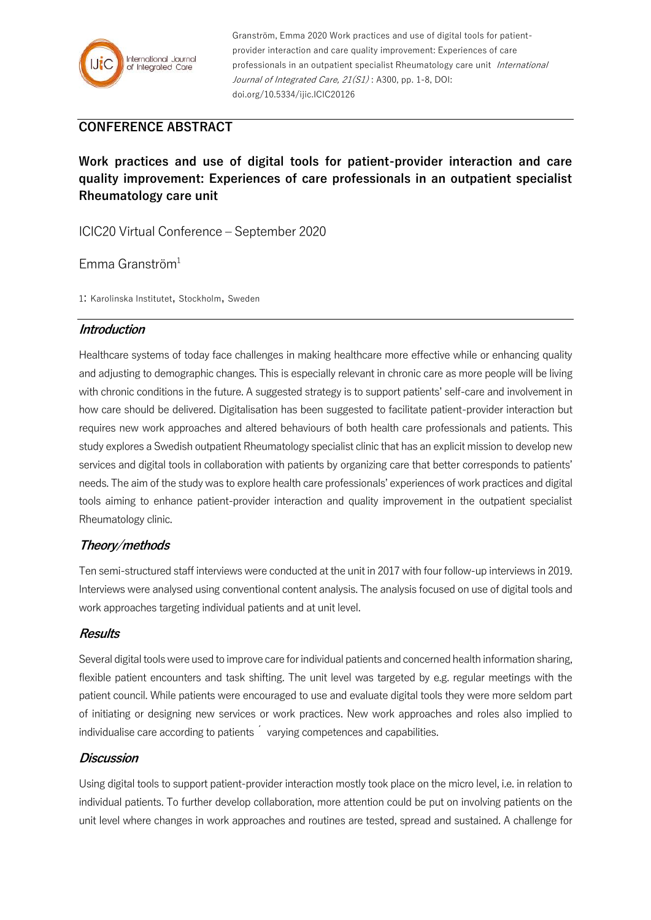Granström, Emma 2020 Work practices and use of digital tools for patient-provider interaction and care quality improvement: Experiences of care professionals in an outpatient specialist Rheumatology care unit *International Journal of Integrated Care, 21(S1)* : A300, pp. 1-8, DOI: doi.org/10.5334/ijic.ICIC20126

## CONFERENCE ABSTRACT

# Work practices and use of digital tools for patient-provider interaction and care quality improvement: Experiences of care professionals in an outpatient specialist Rheumatology care unit

ICIC20 Virtual Conference – September 2020

Emma Granström[1]

1: Karolinska Institutet, Stockholm, Sweden

## *Introduction*

Healthcare systems of today face challenges in making healthcare more effective while or enhancing quality and adjusting to demographic changes. This is especially relevant in chronic care as more people will be living with chronic conditions in the future. A suggested strategy is to support patients' self-care and involvement in how care should be delivered. Digitalisation has been suggested to facilitate patient-provider interaction but requires new work approaches and altered behaviours of both health care professionals and patients. This study explores a Swedish outpatient Rheumatology specialist clinic that has an explicit mission to develop new services and digital tools in collaboration with patients by organizing care that better corresponds to patients' needs. The aim of the study was to explore health care professionals' experiences of work practices and digital tools aiming to enhance patient-provider interaction and quality improvement in the outpatient specialist Rheumatology clinic.

## *Theory/methods*

Ten semi-structured staff interviews were conducted at the unit in 2017 with four follow-up interviews in 2019. Interviews were analysed using conventional content analysis. The analysis focused on use of digital tools and work approaches targeting individual patients and at unit level.

## *Results*

Several digital tools were used to improve care for individual patients and concerned health information sharing, flexible patient encounters and task shifting. The unit level was targeted by e.g. regular meetings with the patient council. While patients were encouraged to use and evaluate digital tools they were more seldom part of initiating or designing new services or work practices. New work approaches and roles also implied to individualise care according to patients ´ varying competences and capabilities.

## *Discussion*

Using digital tools to support patient-provider interaction mostly took place on the micro level, i.e. in relation to individual patients. To further develop collaboration, more attention could be put on involving patients on the unit level where changes in work approaches and routines are tested, spread and sustained. A challenge for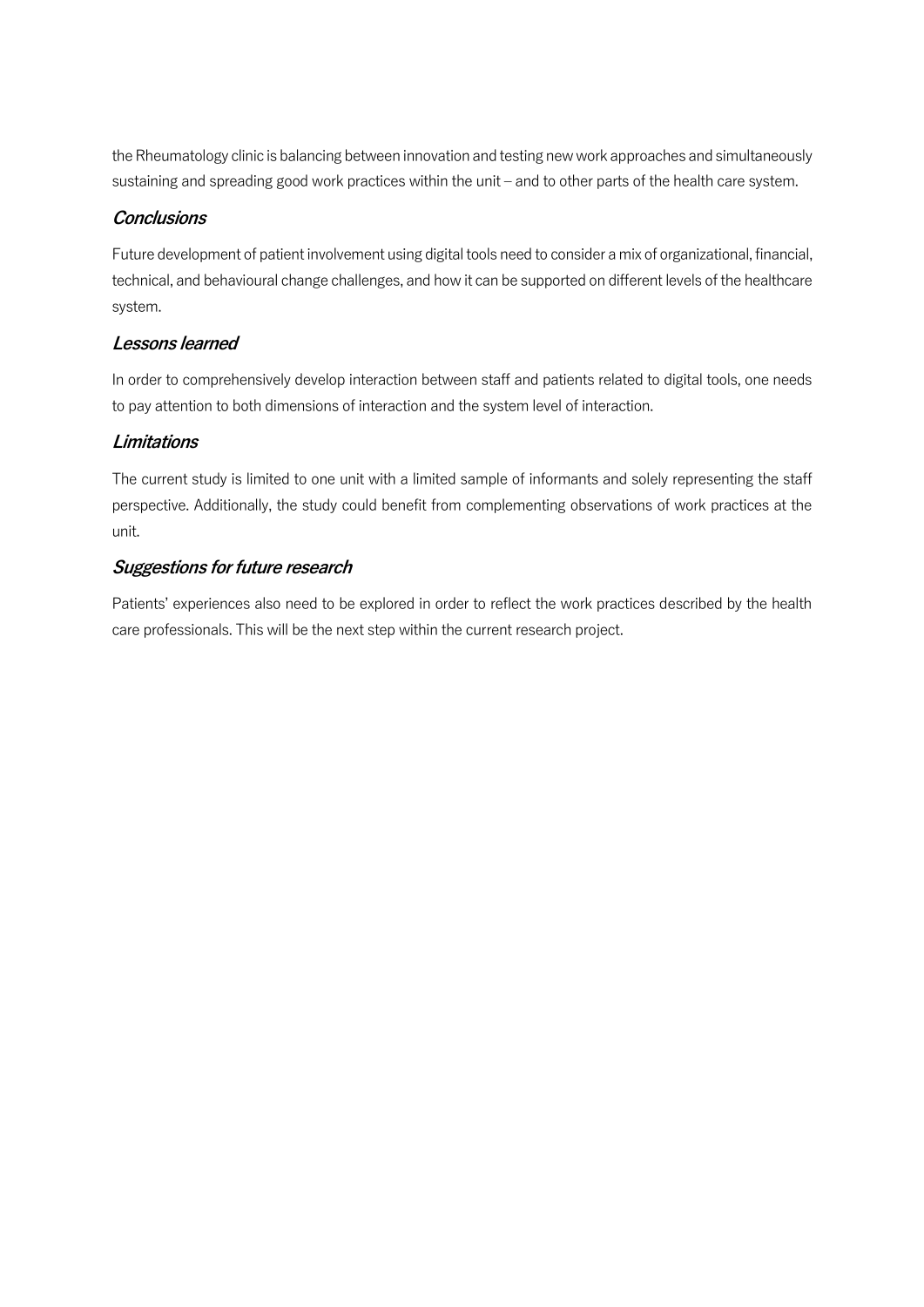the Rheumatology clinic is balancing between innovation and testing new work approaches and simultaneously sustaining and spreading good work practices within the unit – and to other parts of the health care system.

### *Conclusions*

Future development of patient involvement using digital tools need to consider a mix of organizational, financial, technical, and behavioural change challenges, and how it can be supported on different levels of the healthcare system.

### *Lessons learned*

In order to comprehensively develop interaction between staff and patients related to digital tools, one needs to pay attention to both dimensions of interaction and the system level of interaction.

### *Limitations*

The current study is limited to one unit with a limited sample of informants and solely representing the staff perspective. Additionally, the study could benefit from complementing observations of work practices at the unit.

### *Suggestions for future research*

Patients' experiences also need to be explored in order to reflect the work practices described by the health care professionals. This will be the next step within the current research project.